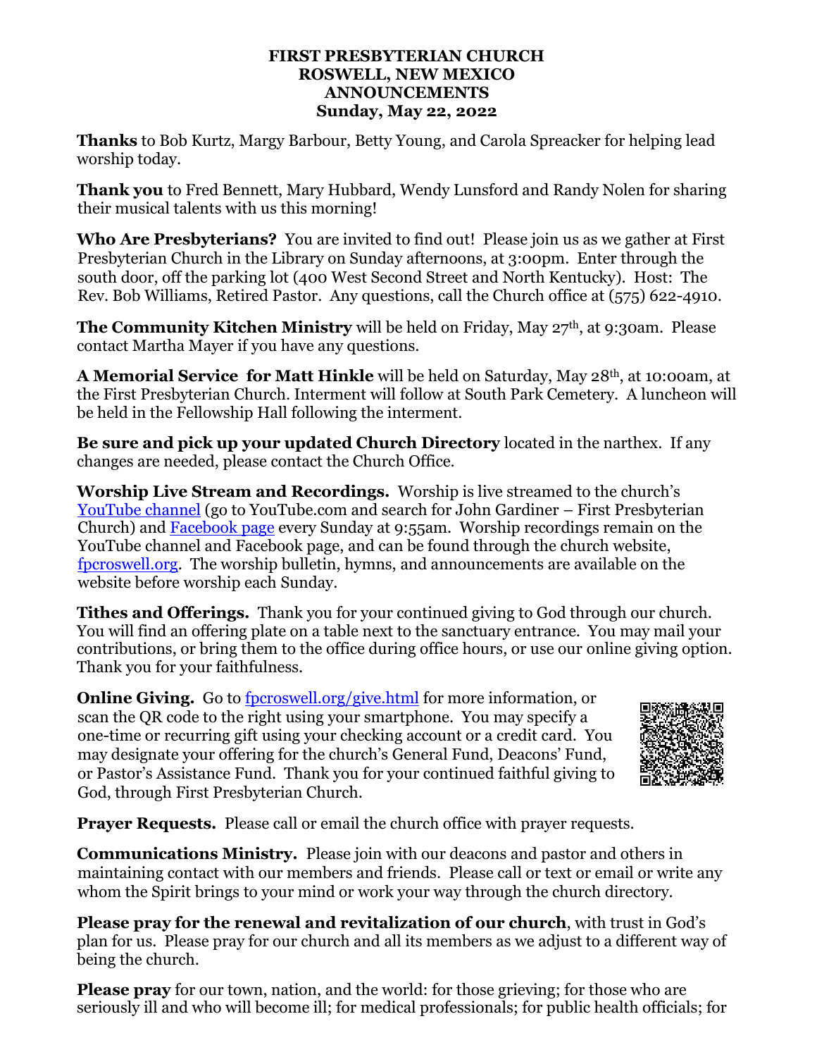**FIRST PRESBYTERIAN CHURCH**
**ROSWELL, NEW MEXICO**
**ANNOUNCEMENTS**
**Sunday, May 22, 2022**

**Thanks** to Bob Kurtz, Margy Barbour, Betty Young, and Carola Spreacker for helping lead worship today.

**Thank you** to Fred Bennett, Mary Hubbard, Wendy Lunsford and Randy Nolen for sharing their musical talents with us this morning!

**Who Are Presbyterians?** You are invited to find out! Please join us as we gather at First Presbyterian Church in the Library on Sunday afternoons, at 3:00pm. Enter through the south door, off the parking lot (400 West Second Street and North Kentucky). Host: The Rev. Bob Williams, Retired Pastor. Any questions, call the Church office at (575) 622-4910.

**The Community Kitchen Ministry** will be held on Friday, May 27th, at 9:30am. Please contact Martha Mayer if you have any questions.

**A Memorial Service for Matt Hinkle** will be held on Saturday, May 28th, at 10:00am, at the First Presbyterian Church. Interment will follow at South Park Cemetery. A luncheon will be held in the Fellowship Hall following the interment.

**Be sure and pick up your updated Church Directory** located in the narthex. If any changes are needed, please contact the Church Office.

**Worship Live Stream and Recordings.** Worship is live streamed to the church's YouTube channel (go to YouTube.com and search for John Gardiner – First Presbyterian Church) and Facebook page every Sunday at 9:55am. Worship recordings remain on the YouTube channel and Facebook page, and can be found through the church website, fpcroswell.org. The worship bulletin, hymns, and announcements are available on the website before worship each Sunday.

**Tithes and Offerings.** Thank you for your continued giving to God through our church. You will find an offering plate on a table next to the sanctuary entrance. You may mail your contributions, or bring them to the office during office hours, or use our online giving option. Thank you for your faithfulness.

**Online Giving.** Go to fpcroswell.org/give.html for more information, or scan the QR code to the right using your smartphone. You may specify a one-time or recurring gift using your checking account or a credit card. You may designate your offering for the church's General Fund, Deacons' Fund, or Pastor's Assistance Fund. Thank you for your continued faithful giving to God, through First Presbyterian Church.

**Prayer Requests.** Please call or email the church office with prayer requests.

**Communications Ministry.** Please join with our deacons and pastor and others in maintaining contact with our members and friends. Please call or text or email or write any whom the Spirit brings to your mind or work your way through the church directory.

**Please pray for the renewal and revitalization of our church**, with trust in God's plan for us. Please pray for our church and all its members as we adjust to a different way of being the church.

**Please pray** for our town, nation, and the world: for those grieving; for those who are seriously ill and who will become ill; for medical professionals; for public health officials; for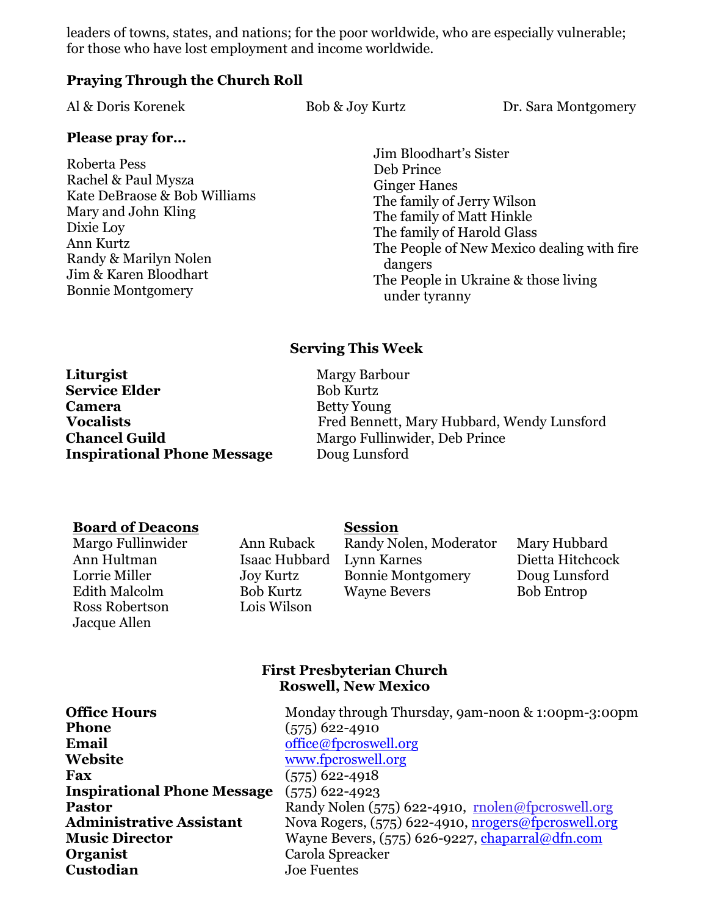leaders of towns, states, and nations; for the poor worldwide, who are especially vulnerable; for those who have lost employment and income worldwide.

**Praying Through the Church Roll**

Al & Doris Korenek
Bob & Joy Kurtz
Dr. Sara Montgomery

**Please pray for…**

Roberta Pess
Rachel & Paul Mysza
Kate DeBraose & Bob Williams
Mary and John Kling
Dixie Loy
Ann Kurtz
Randy & Marilyn Nolen
Jim & Karen Bloodhart
Bonnie Montgomery
Jim Bloodhart's Sister
Deb Prince
Ginger Hanes
The family of Jerry Wilson
The family of Matt Hinkle
The family of Harold Glass
The People of New Mexico dealing with fire dangers
The People in Ukraine & those living under tyranny

**Serving This Week**

| | |
|---|---|
| **Liturgist** | Margy Barbour |
| **Service Elder** | Bob Kurtz |
| **Camera** | Betty Young |
| **Vocalists** | Fred Bennett, Mary Hubbard, Wendy Lunsford |
| **Chancel Guild** | Margo Fullinwider, Deb Prince |
| **Inspirational Phone Message** | Doug Lunsford |

**Board of Deacons**

Margo Fullinwider
Ann Hultman
Lorrie Miller
Edith Malcolm
Ross Robertson
Jacque Allen
Ann Ruback
Isaac Hubbard
Joy Kurtz
Bob Kurtz
Lois Wilson

**Session**

Randy Nolen, Moderator
Lynn Karnes
Bonnie Montgomery
Wayne Bevers
Mary Hubbard
Dietta Hitchcock
Doug Lunsford
Bob Entrop

**First Presbyterian Church**
**Roswell, New Mexico**

| | |
|---|---|
| **Office Hours** | Monday through Thursday, 9am-noon & 1:00pm-3:00pm |
| **Phone** | (575) 622-4910 |
| **Email** | office@fpcroswell.org |
| **Website** | www.fpcroswell.org |
| **Fax** | (575) 622-4918 |
| **Inspirational Phone Message** | (575) 622-4923 |
| **Pastor** | Randy Nolen (575) 622-4910, rnolen@fpcroswell.org |
| **Administrative Assistant** | Nova Rogers, (575) 622-4910, nrogers@fpcroswell.org |
| **Music Director** | Wayne Bevers, (575) 626-9227, chaparral@dfn.com |
| **Organist** | Carola Spreacker |
| **Custodian** | Joe Fuentes |